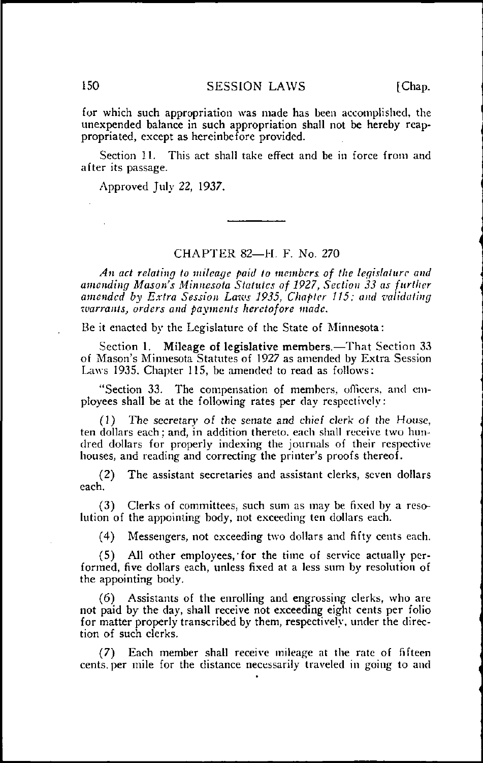for which such appropriation was made has been accomplished, the unexpended balance in such appropriation shall not be hereby reappropriated, except as hereinbefore provided.

Section 11. This act shall take effect and be in force from and after its passage.

Approved July 22, 1937.

---

## CHAPTER 82—H. F. No. 270

*An act relating to mileage paid to members of the legislature and amending Mason's Minnesota Statutes of 1927, Section 33 as further amended by Extra Session Laws 1935, Chapter 115; and validating warrants, orders and payments heretofore made.*

Be it enacted by the Legislature of the State of Minnesota:

Section 1. **Mileage of legislative members.**—That Section 33 of Mason's Minnesota Statutes of 1927 as amended by Extra Session Laws 1935, Chapter 115, be amended to read as follows:

"Section 33. The compensation of members, officers, and employees shall be at the following rates per day respectively:

(1) The secretary of the senate and chief clerk of the House, ten dollars each; and, in addition thereto, each shall receive two hundred dollars for properly indexing the journals of their respective houses, and reading and correcting the printer's proofs thereof.

(2) The assistant secretaries and assistant clerks, seven dollars each.

(3) Clerks of committees, such sum as may be fixed by a resolution of the appointing body, not exceeding ten dollars each.

(4) Messengers, not exceeding two dollars and fifty cents each.

(5) All other employees, for the time of service actually performed, five dollars each, unless fixed at a less sum by resolution of the appointing body.

(6) Assistants of the enrolling and engrossing clerks, who are not paid by the day, shall receive not exceeding eight cents per folio for matter properly transcribed by them, respectively, under the direction of such clerks.

(7) Each member shall receive mileage at the rate of fifteen cents per mile for the distance necessarily traveled in going to and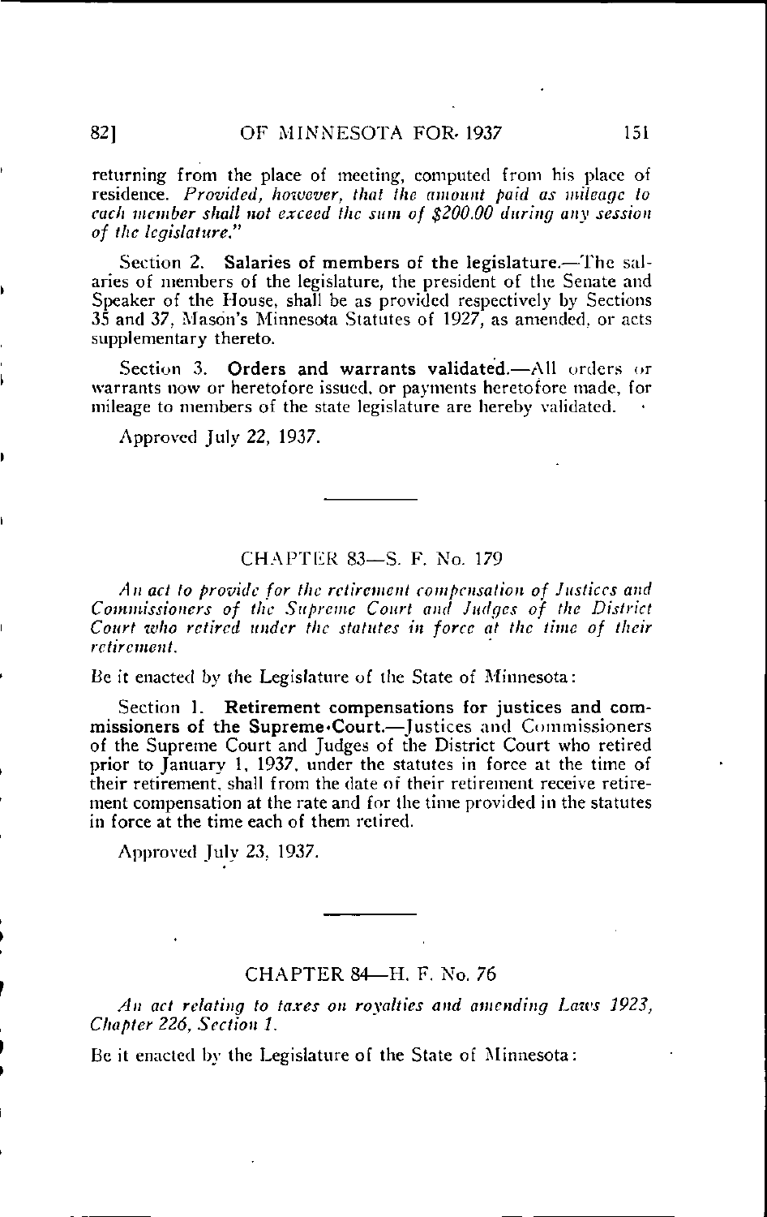returning from the place of meeting, computed from his place of residence. *Provided, however, that the amount paid as mileage to each member shall not exceed the sum of $200.00 during any session of the legislature."*

Section 2. **Salaries of members of the legislature.**—The salaries of members of the legislature, the president of the Senate and Speaker of the House, shall be as provided respectively by Sections 35 and 37, Mason's Minnesota Statutes of 1927, as amended, or acts supplementary thereto.

Section 3. **Orders and warrants validated.**—All orders or warrants now or heretofore issued, or payments heretofore made, for mileage to members of the state legislature are hereby validated.

Approved July 22, 1937.

---

## CHAPTER 83—S. F. No. 179

*An act to provide for the retirement compensation of Justices and Commissioners of the Supreme Court and Judges of the District Court who retired under the statutes in force at the time of their retirement.*

Be it enacted by the Legislature of the State of Minnesota:

Section 1. **Retirement compensations for justices and commissioners of the Supreme Court.**—Justices and Commissioners of the Supreme Court and Judges of the District Court who retired prior to January 1, 1937, under the statutes in force at the time of their retirement, shall from the date of their retirement receive retirement compensation at the rate and for the time provided in the statutes in force at the time each of them retired.

Approved July 23, 1937.

---

## CHAPTER 84—H. F. No. 76

*An act relating to taxes on royalties and amending Laws 1923, Chapter 226, Section 1.*

Be it enacted by the Legislature of the State of Minnesota: